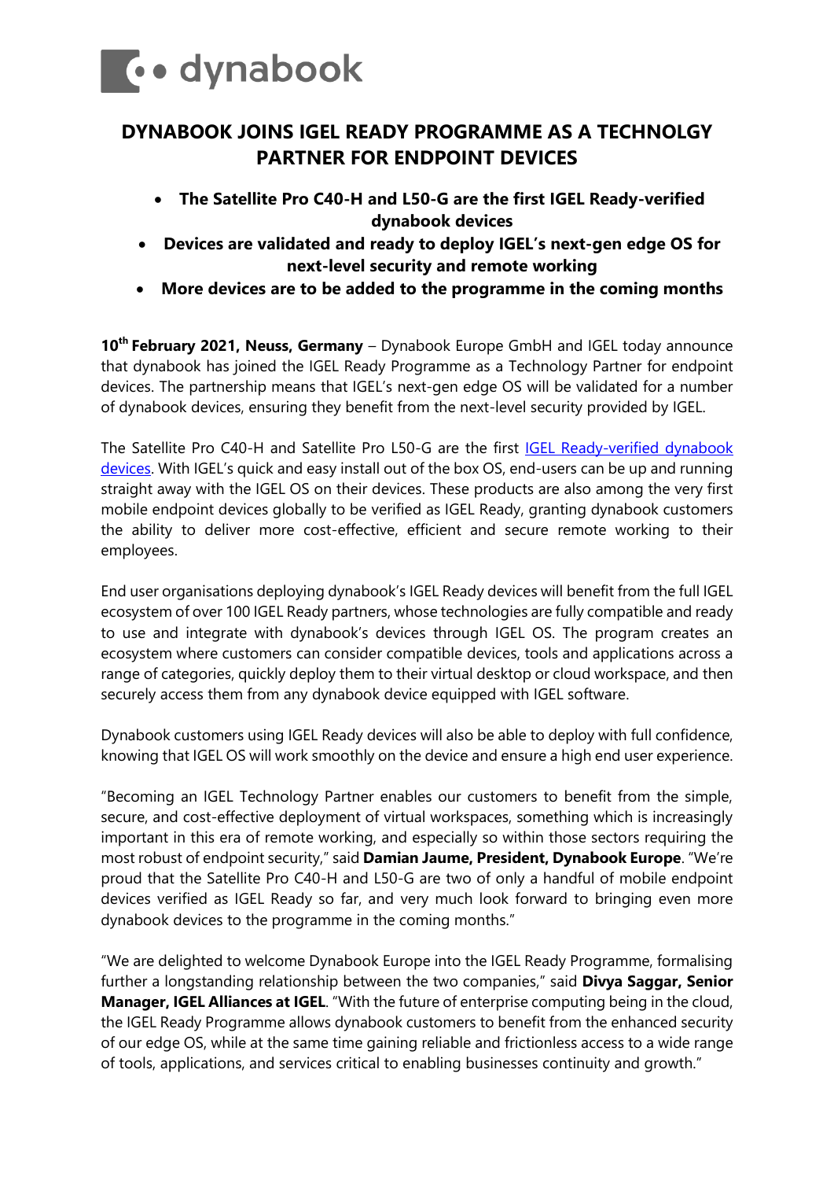dynabook

# DYNABOOK JOINS IGEL READY PROGRAMME AS A TECHNOLGY PARTNER FOR ENDPOINT DEVICES

- **The Satellite Pro C40-H and L50-G are the first IGEL Ready-verified dynabook devices**
- **Devices are validated and ready to deploy IGEL's next-gen edge OS for next-level security and remote working**
- **More devices are to be added to the programme in the coming months**

**10th February 2021, Neuss, Germany** – Dynabook Europe GmbH and IGEL today announce that dynabook has joined the IGEL Ready Programme as a Technology Partner for endpoint devices. The partnership means that IGEL's next-gen edge OS will be validated for a number of dynabook devices, ensuring they benefit from the next-level security provided by IGEL.

The Satellite Pro C40-H and Satellite Pro L50-G are the first IGEL Ready-verified dynabook devices. With IGEL's quick and easy install out of the box OS, end-users can be up and running straight away with the IGEL OS on their devices. These products are also among the very first mobile endpoint devices globally to be verified as IGEL Ready, granting dynabook customers the ability to deliver more cost-effective, efficient and secure remote working to their employees.

End user organisations deploying dynabook's IGEL Ready devices will benefit from the full IGEL ecosystem of over 100 IGEL Ready partners, whose technologies are fully compatible and ready to use and integrate with dynabook's devices through IGEL OS. The program creates an ecosystem where customers can consider compatible devices, tools and applications across a range of categories, quickly deploy them to their virtual desktop or cloud workspace, and then securely access them from any dynabook device equipped with IGEL software.

Dynabook customers using IGEL Ready devices will also be able to deploy with full confidence, knowing that IGEL OS will work smoothly on the device and ensure a high end user experience.

"Becoming an IGEL Technology Partner enables our customers to benefit from the simple, secure, and cost-effective deployment of virtual workspaces, something which is increasingly important in this era of remote working, and especially so within those sectors requiring the most robust of endpoint security," said **Damian Jaume, President, Dynabook Europe**. "We're proud that the Satellite Pro C40-H and L50-G are two of only a handful of mobile endpoint devices verified as IGEL Ready so far, and very much look forward to bringing even more dynabook devices to the programme in the coming months."

"We are delighted to welcome Dynabook Europe into the IGEL Ready Programme, formalising further a longstanding relationship between the two companies," said **Divya Saggar, Senior Manager, IGEL Alliances at IGEL**. "With the future of enterprise computing being in the cloud, the IGEL Ready Programme allows dynabook customers to benefit from the enhanced security of our edge OS, while at the same time gaining reliable and frictionless access to a wide range of tools, applications, and services critical to enabling businesses continuity and growth."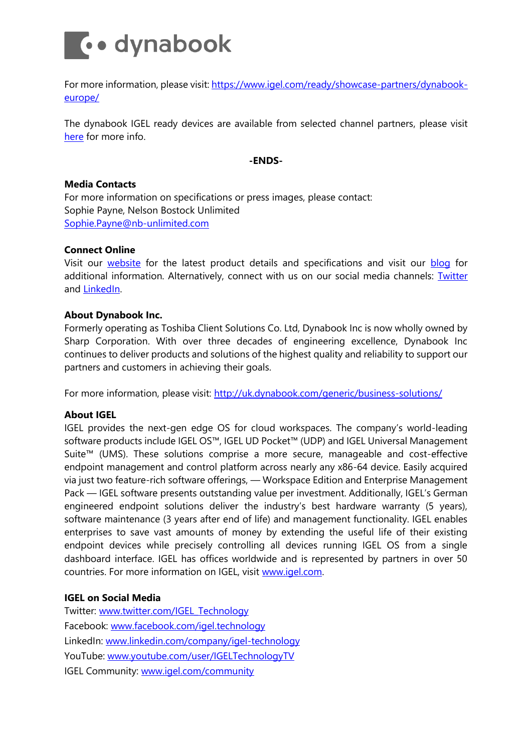For more information, please visit: https://www.igel.com/ready/showcase-partners/dynabook-europe/

The dynabook IGEL ready devices are available from selected channel partners, please visit here for more info.

**-ENDS-**

**Media Contacts**
For more information on specifications or press images, please contact:
Sophie Payne, Nelson Bostock Unlimited
Sophie.Payne@nb-unlimited.com

**Connect Online**
Visit our website for the latest product details and specifications and visit our blog for additional information. Alternatively, connect with us on our social media channels: Twitter and LinkedIn.

**About Dynabook Inc.**
Formerly operating as Toshiba Client Solutions Co. Ltd, Dynabook Inc is now wholly owned by Sharp Corporation. With over three decades of engineering excellence, Dynabook Inc continues to deliver products and solutions of the highest quality and reliability to support our partners and customers in achieving their goals.

For more information, please visit: http://uk.dynabook.com/generic/business-solutions/

**About IGEL**
IGEL provides the next-gen edge OS for cloud workspaces. The company's world-leading software products include IGEL OS™, IGEL UD Pocket™ (UDP) and IGEL Universal Management Suite™ (UMS). These solutions comprise a more secure, manageable and cost-effective endpoint management and control platform across nearly any x86-64 device. Easily acquired via just two feature-rich software offerings, — Workspace Edition and Enterprise Management Pack — IGEL software presents outstanding value per investment. Additionally, IGEL's German engineered endpoint solutions deliver the industry's best hardware warranty (5 years), software maintenance (3 years after end of life) and management functionality. IGEL enables enterprises to save vast amounts of money by extending the useful life of their existing endpoint devices while precisely controlling all devices running IGEL OS from a single dashboard interface. IGEL has offices worldwide and is represented by partners in over 50 countries. For more information on IGEL, visit www.igel.com.

**IGEL on Social Media**
Twitter: www.twitter.com/IGEL_Technology
Facebook: www.facebook.com/igel.technology
LinkedIn: www.linkedin.com/company/igel-technology
YouTube: www.youtube.com/user/IGELTechnologyTV
IGEL Community: www.igel.com/community